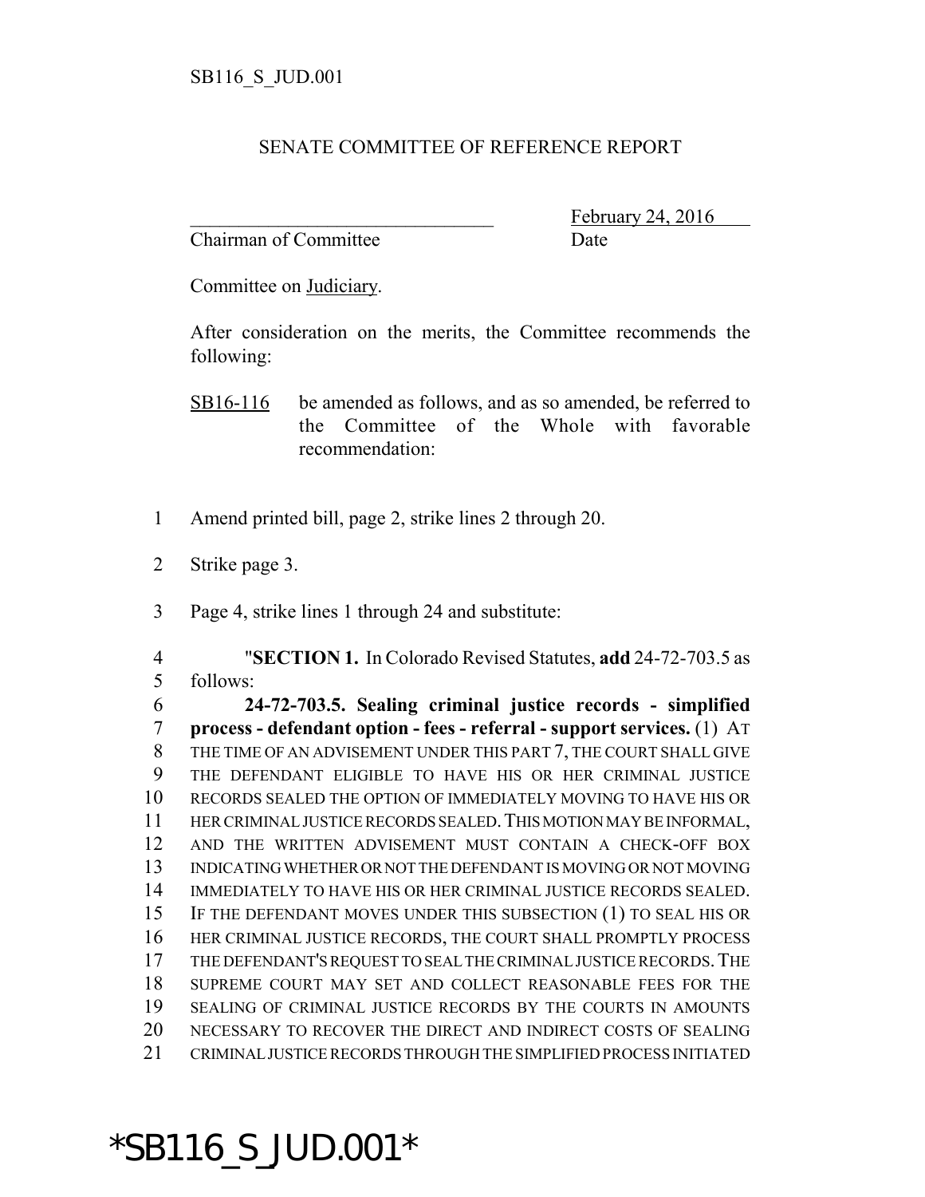SB116_S_JUD.001

SENATE COMMITTEE OF REFERENCE REPORT

\_\_\_\_\_\_\_\_\_\_\_\_\_\_\_\_\_\_\_\_\_\_\_\_\_\_\_\_\_\_\_\_ February 24, 2016
Chairman of Committee Date

Committee on Judiciary.

After consideration on the merits, the Committee recommends the following:

SB16-116 be amended as follows, and as so amended, be referred to the Committee of the Whole with favorable recommendation:

1 Amend printed bill, page 2, strike lines 2 through 20.

2 Strike page 3.

3 Page 4, strike lines 1 through 24 and substitute:

4 "**SECTION 1.** In Colorado Revised Statutes, **add** 24-72-703.5 as
5 follows:
6 **24-72-703.5. Sealing criminal justice records - simplified**
7 **process - defendant option - fees - referral - support services.** (1) AT
8 THE TIME OF AN ADVISEMENT UNDER THIS PART 7, THE COURT SHALL GIVE
9 THE DEFENDANT ELIGIBLE TO HAVE HIS OR HER CRIMINAL JUSTICE
10 RECORDS SEALED THE OPTION OF IMMEDIATELY MOVING TO HAVE HIS OR
11 HER CRIMINAL JUSTICE RECORDS SEALED. THIS MOTION MAY BE INFORMAL,
12 AND THE WRITTEN ADVISEMENT MUST CONTAIN A CHECK-OFF BOX
13 INDICATING WHETHER OR NOT THE DEFENDANT IS MOVING OR NOT MOVING
14 IMMEDIATELY TO HAVE HIS OR HER CRIMINAL JUSTICE RECORDS SEALED.
15 IF THE DEFENDANT MOVES UNDER THIS SUBSECTION (1) TO SEAL HIS OR
16 HER CRIMINAL JUSTICE RECORDS, THE COURT SHALL PROMPTLY PROCESS
17 THE DEFENDANT'S REQUEST TO SEAL THE CRIMINAL JUSTICE RECORDS. THE
18 SUPREME COURT MAY SET AND COLLECT REASONABLE FEES FOR THE
19 SEALING OF CRIMINAL JUSTICE RECORDS BY THE COURTS IN AMOUNTS
20 NECESSARY TO RECOVER THE DIRECT AND INDIRECT COSTS OF SEALING
21 CRIMINAL JUSTICE RECORDS THROUGH THE SIMPLIFIED PROCESS INITIATED

*SB116_S_JUD.001*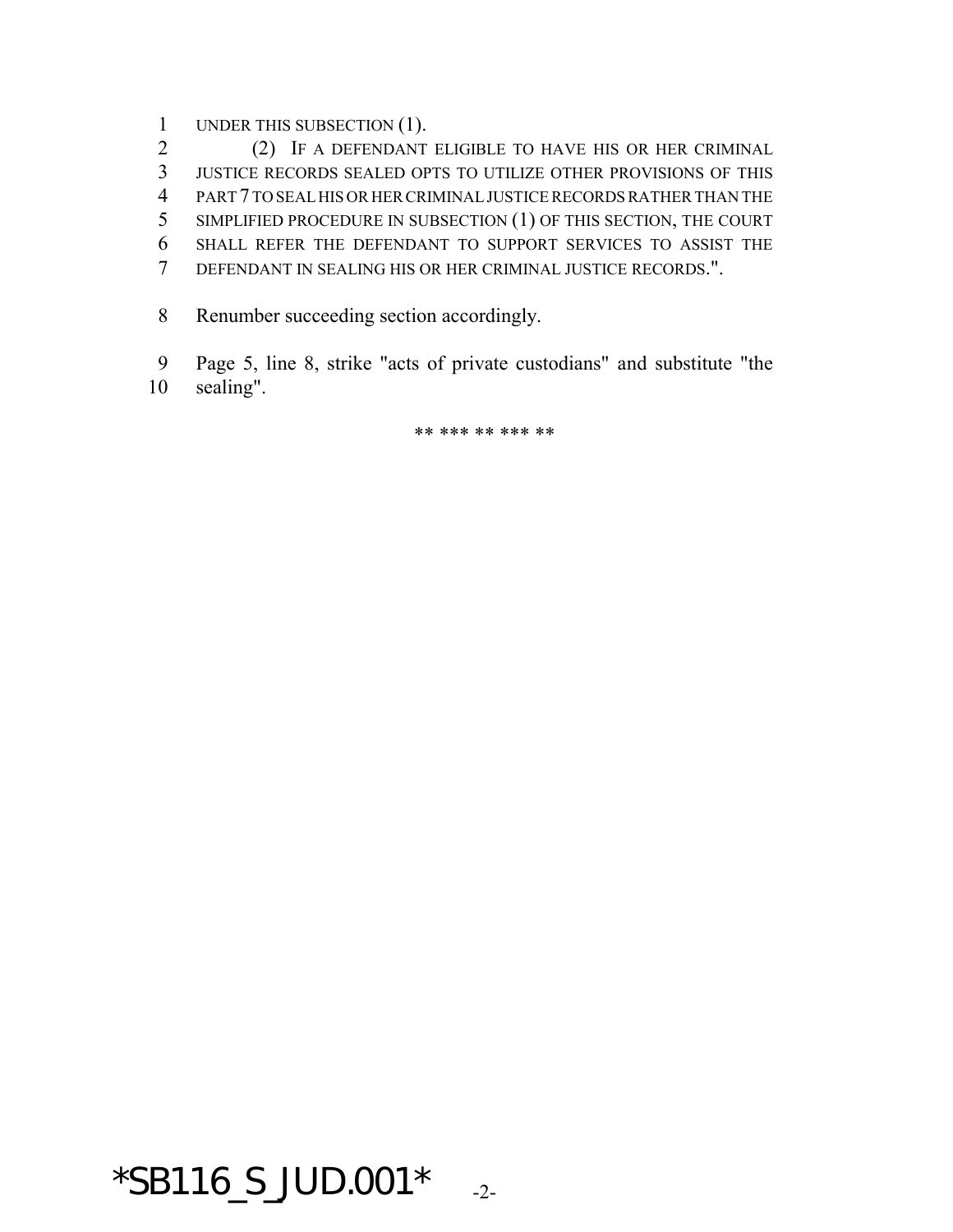UNDER THIS SUBSECTION (1).

(2) IF A DEFENDANT ELIGIBLE TO HAVE HIS OR HER CRIMINAL JUSTICE RECORDS SEALED OPTS TO UTILIZE OTHER PROVISIONS OF THIS PART 7 TO SEAL HIS OR HER CRIMINAL JUSTICE RECORDS RATHER THAN THE SIMPLIFIED PROCEDURE IN SUBSECTION (1) OF THIS SECTION, THE COURT SHALL REFER THE DEFENDANT TO SUPPORT SERVICES TO ASSIST THE DEFENDANT IN SEALING HIS OR HER CRIMINAL JUSTICE RECORDS.".

Renumber succeeding section accordingly.

Page 5, line 8, strike "acts of private custodians" and substitute "the sealing".

** *** ** *** **

*SB116_S_JUD.001*